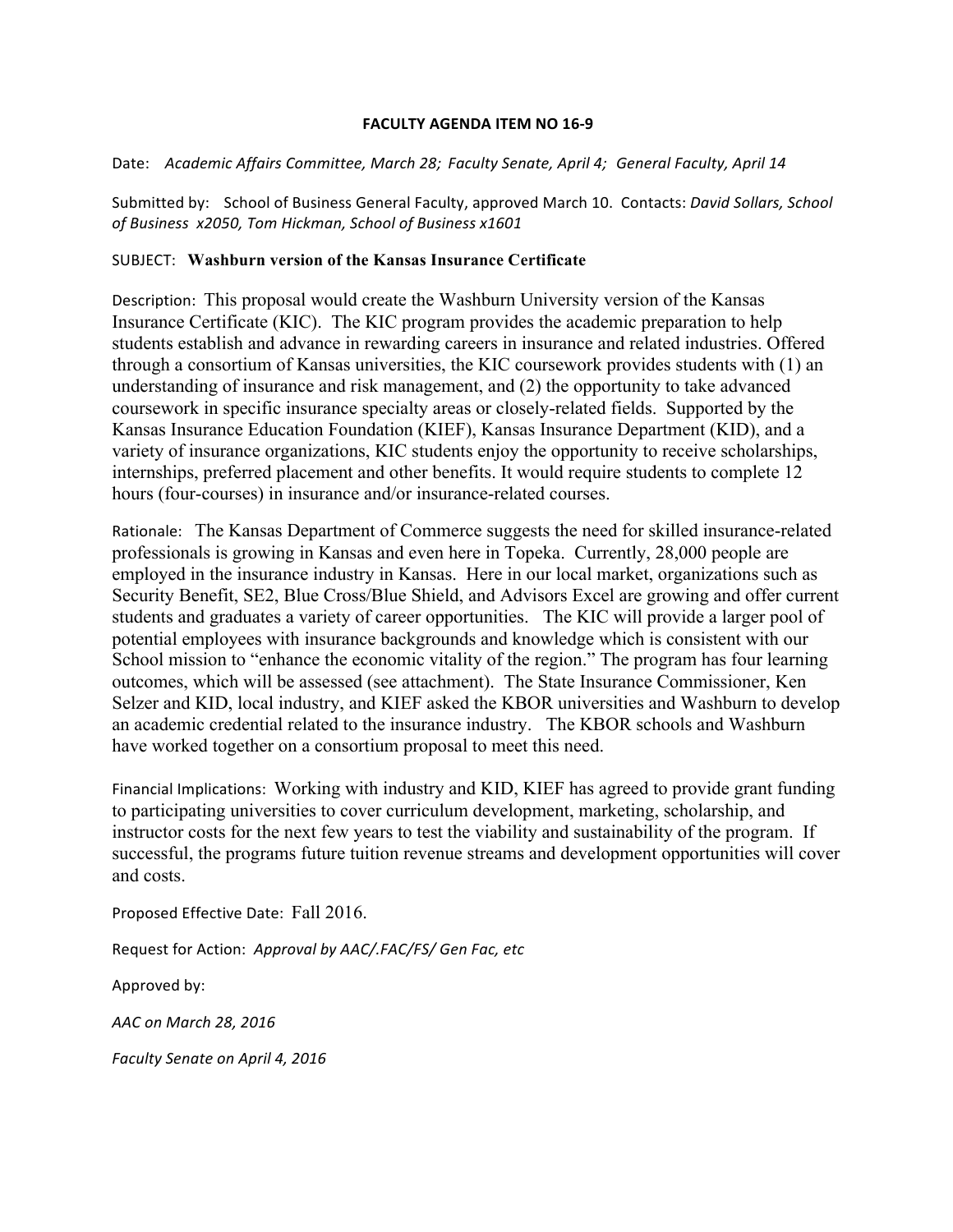**FACULTY AGENDA ITEM NO 16-9**

Date: *Academic Affairs Committee, March 28; Faculty Senate, April 4; General Faculty, April 14*

Submitted by: School of Business General Faculty, approved March 10. Contacts: *David Sollars, School of Business x2050, Tom Hickman, School of Business x1601*

SUBJECT: **Washburn version of the Kansas Insurance Certificate**

Description: This proposal would create the Washburn University version of the Kansas Insurance Certificate (KIC). The KIC program provides the academic preparation to help students establish and advance in rewarding careers in insurance and related industries. Offered through a consortium of Kansas universities, the KIC coursework provides students with (1) an understanding of insurance and risk management, and (2) the opportunity to take advanced coursework in specific insurance specialty areas or closely-related fields. Supported by the Kansas Insurance Education Foundation (KIEF), Kansas Insurance Department (KID), and a variety of insurance organizations, KIC students enjoy the opportunity to receive scholarships, internships, preferred placement and other benefits. It would require students to complete 12 hours (four-courses) in insurance and/or insurance-related courses.

Rationale: The Kansas Department of Commerce suggests the need for skilled insurance-related professionals is growing in Kansas and even here in Topeka. Currently, 28,000 people are employed in the insurance industry in Kansas. Here in our local market, organizations such as Security Benefit, SE2, Blue Cross/Blue Shield, and Advisors Excel are growing and offer current students and graduates a variety of career opportunities. The KIC will provide a larger pool of potential employees with insurance backgrounds and knowledge which is consistent with our School mission to "enhance the economic vitality of the region." The program has four learning outcomes, which will be assessed (see attachment). The State Insurance Commissioner, Ken Selzer and KID, local industry, and KIEF asked the KBOR universities and Washburn to develop an academic credential related to the insurance industry. The KBOR schools and Washburn have worked together on a consortium proposal to meet this need.

Financial Implications: Working with industry and KID, KIEF has agreed to provide grant funding to participating universities to cover curriculum development, marketing, scholarship, and instructor costs for the next few years to test the viability and sustainability of the program. If successful, the programs future tuition revenue streams and development opportunities will cover and costs.

Proposed Effective Date: Fall 2016.

Request for Action: *Approval by AAC/.FAC/FS/ Gen Fac, etc*

Approved by:

*AAC on March 28, 2016*

*Faculty Senate on April 4, 2016*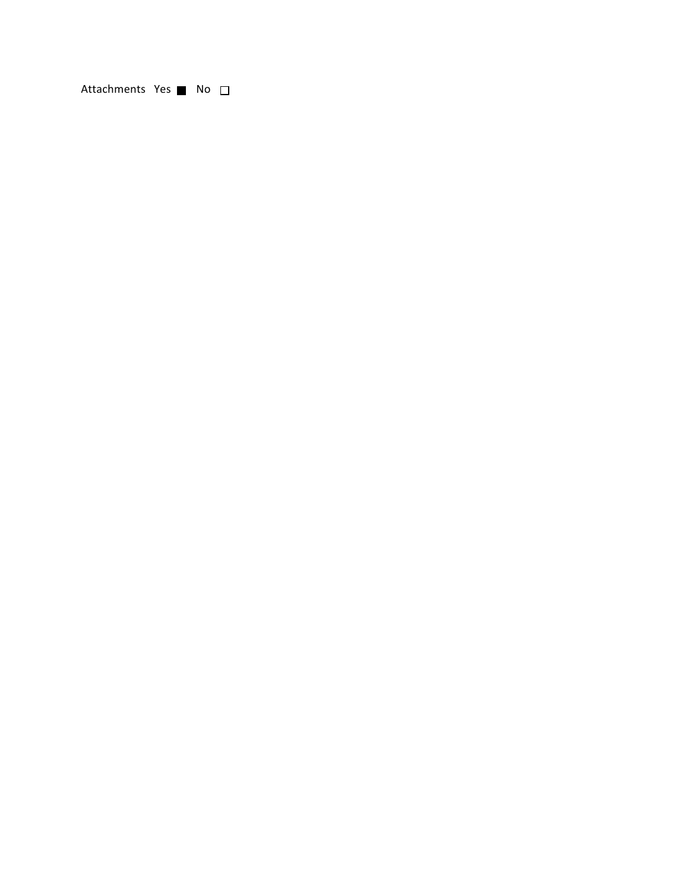Attachments Yes ■ No ☐